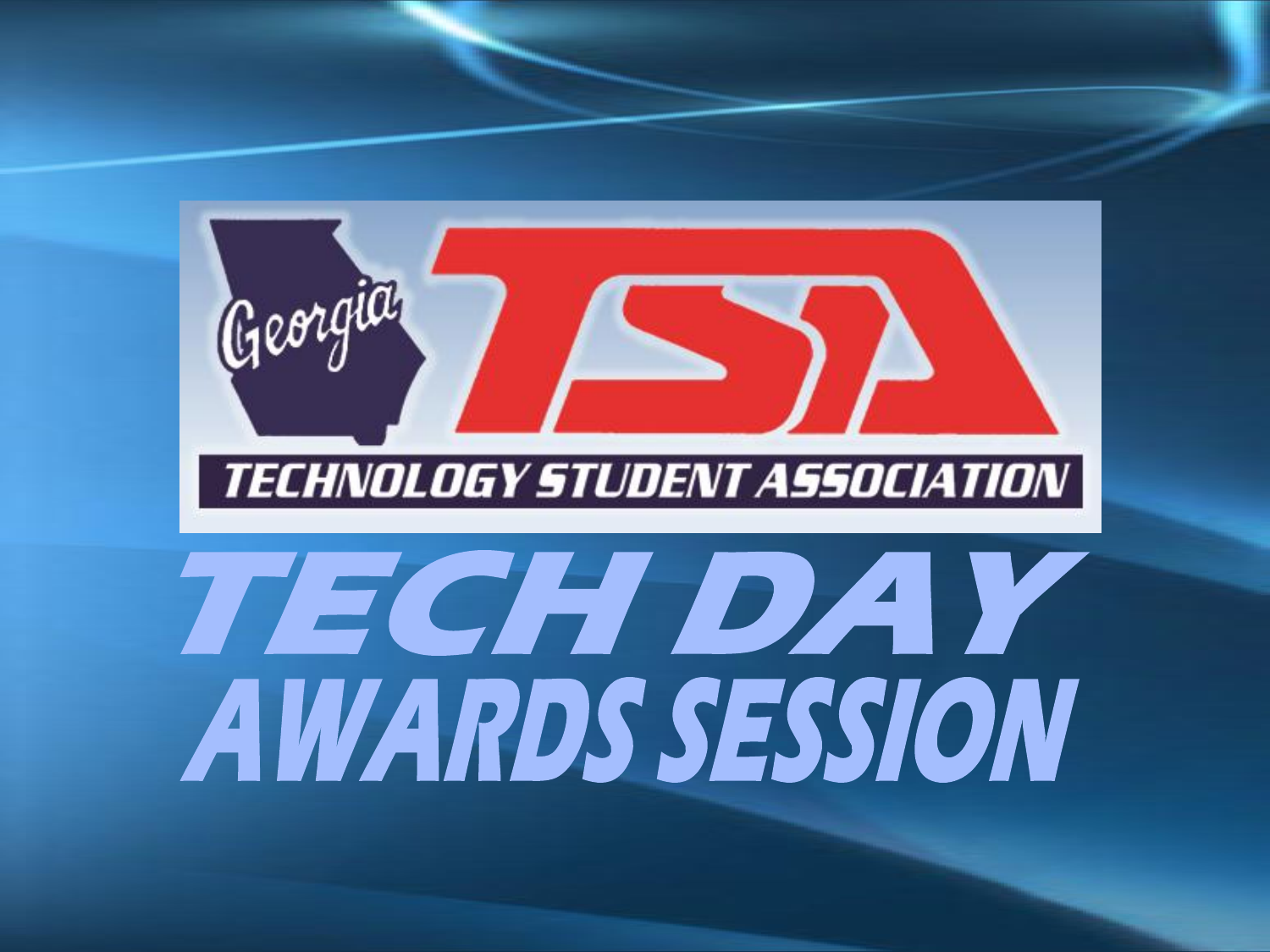Georgia TSA

TECHNOLOGY STUDENT ASSOCIATION

# TECH DAY AWARDS SESSION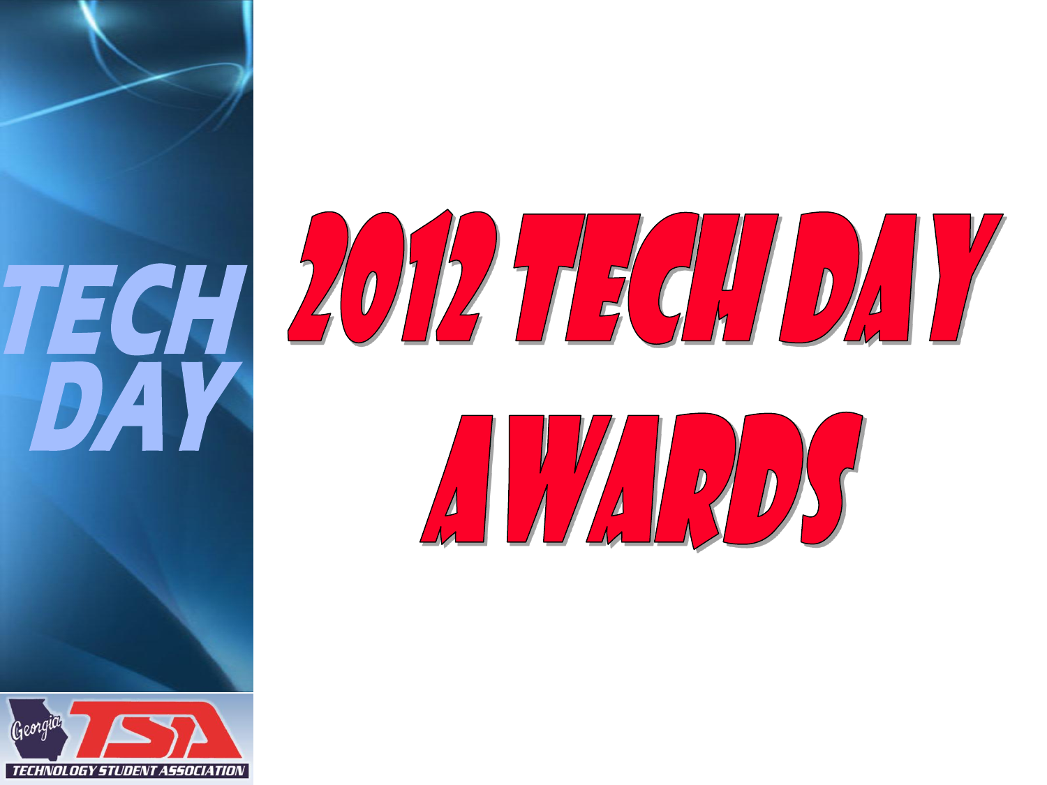# 2012 TECH DAY AWARDS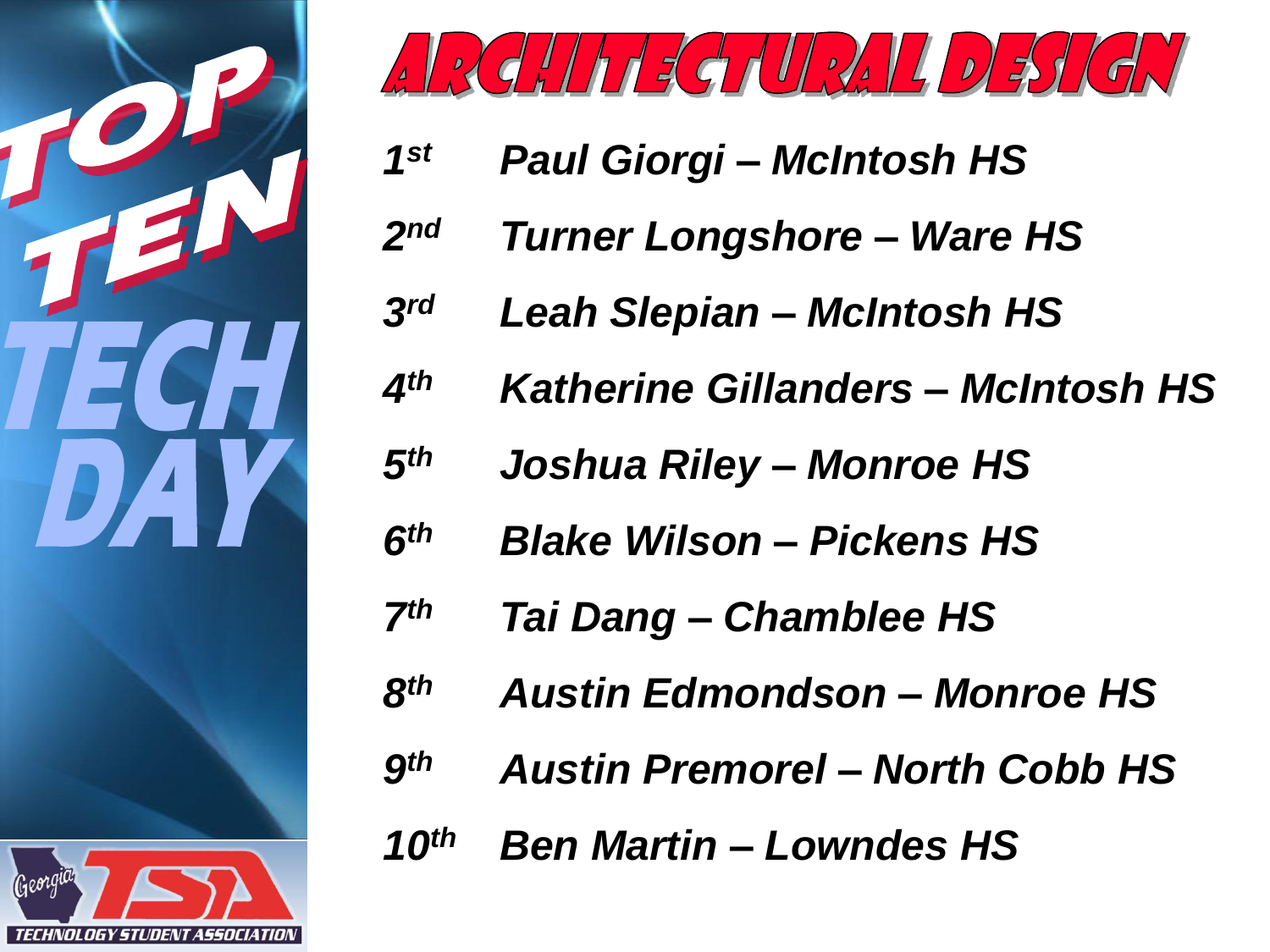# TOP TEN TECH DAY

## ARCHITECTURAL DESIGN

*1st* **Paul Giorgi – McIntosh HS**

*2nd* **Turner Longshore – Ware HS**

*3rd* **Leah Slepian – McIntosh HS**

*4th* **Katherine Gillanders – McIntosh HS**

*5th* **Joshua Riley – Monroe HS**

*6th* **Blake Wilson – Pickens HS**

*7th* **Tai Dang – Chamblee HS**

*8th* **Austin Edmondson – Monroe HS**

*9th* **Austin Premorel – North Cobb HS**

*10th* **Ben Martin – Lowndes HS**

Georgia TSA
TECHNOLOGY STUDENT ASSOCIATION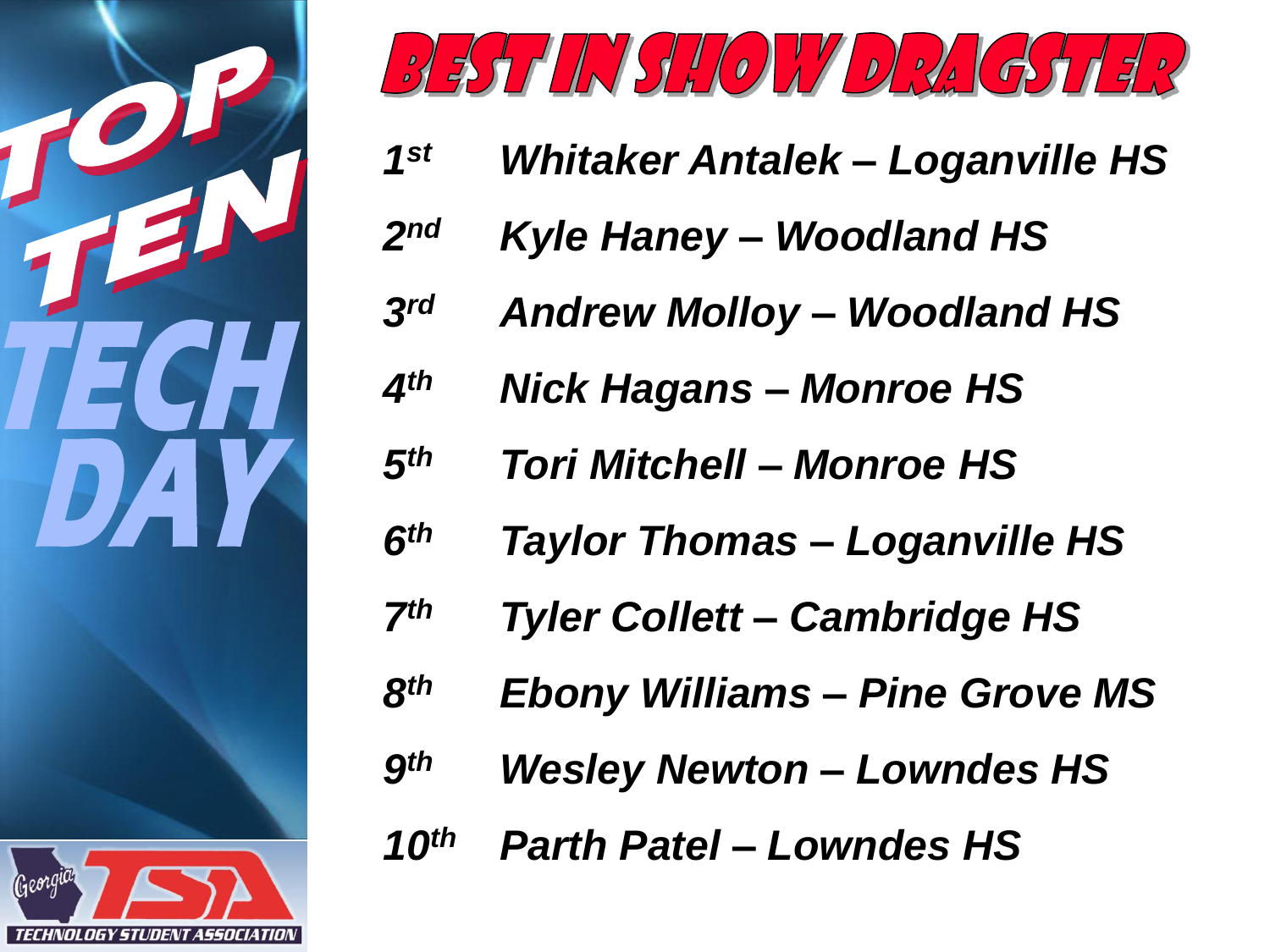# BEST IN SHOW DRAGSTER

- *1st Whitaker Antalek – Loganville HS*
- *2nd Kyle Haney – Woodland HS*
- *3rd Andrew Molloy – Woodland HS*
- *4th Nick Hagans – Monroe HS*
- *5th Tori Mitchell – Monroe HS*
- *6th Taylor Thomas – Loganville HS*
- *7th Tyler Collett – Cambridge HS*
- *8th Ebony Williams – Pine Grove MS*
- *9th Wesley Newton – Lowndes HS*
- *10th Parth Patel – Lowndes HS*

TOP TEN TECH DAY

Georgia TSA TECHNOLOGY STUDENT ASSOCIATION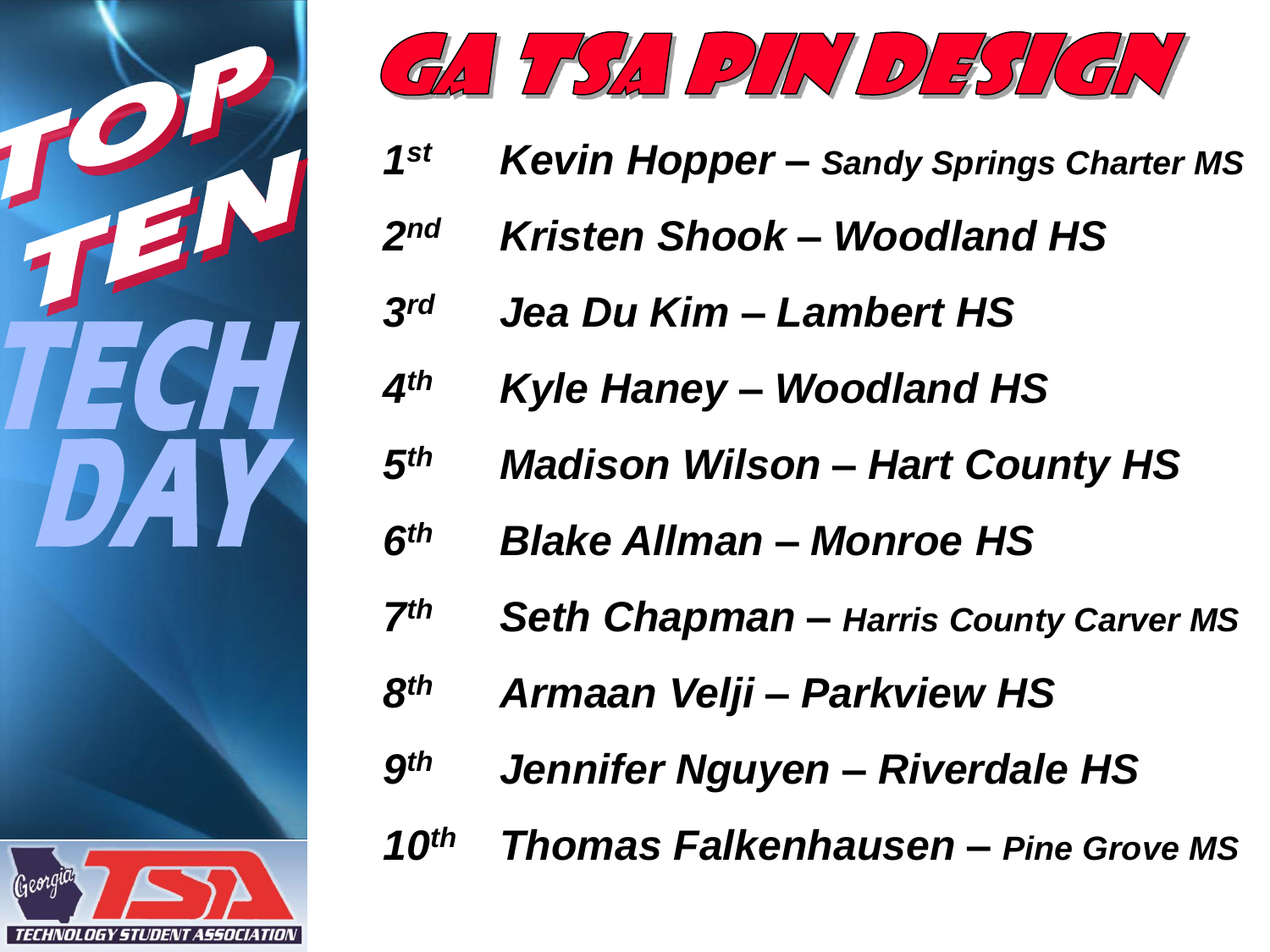# GA TSA PIN DESIGN

TOP TEN TECH DAY

- *1st* ***Kevin Hopper** – Sandy Springs Charter MS*
- *2nd* ***Kristen Shook – Woodland HS***
- *3rd* ***Jea Du Kim – Lambert HS***
- *4th* ***Kyle Haney – Woodland HS***
- *5th* ***Madison Wilson – Hart County HS***
- *6th* ***Blake Allman – Monroe HS***
- *7th* ***Seth Chapman** – Harris County Carver MS*
- *8th* ***Armaan Velji – Parkview HS***
- *9th* ***Jennifer Nguyen – Riverdale HS***
- *10th* ***Thomas Falkenhausen** – Pine Grove MS*

Georgia TSA TECHNOLOGY STUDENT ASSOCIATION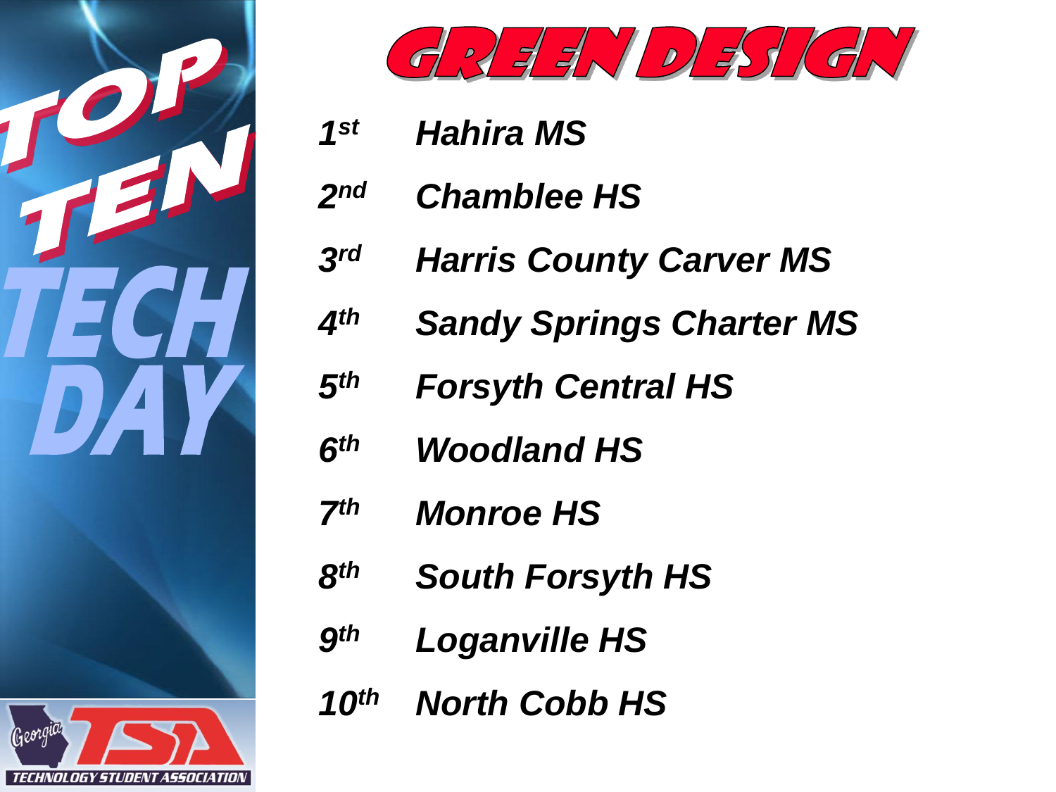# GREEN DESIGN

- *1st* ***Hahira MS***
- *2nd* ***Chamblee HS***
- *3rd* ***Harris County Carver MS***
- *4th* ***Sandy Springs Charter MS***
- *5th* ***Forsyth Central HS***
- *6th* ***Woodland HS***
- *7th* ***Monroe HS***
- *8th* ***South Forsyth HS***
- *9th* ***Loganville HS***
- *10th* ***North Cobb HS***

TOP TEN TECH DAY

Georgia TSA TECHNOLOGY STUDENT ASSOCIATION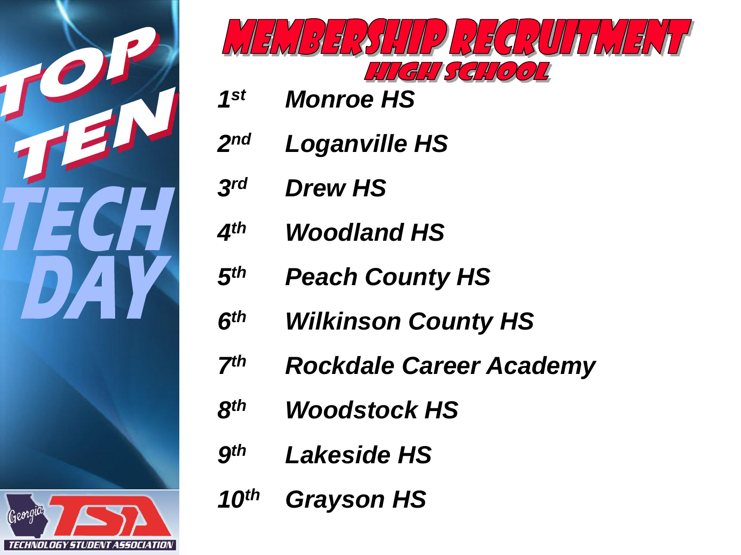# MEMBERSHIP RECRUITMENT

## HIGH SCHOOL

TOP TEN TECH DAY

1st Monroe HS

2nd Loganville HS

3rd Drew HS

4th Woodland HS

5th Peach County HS

6th Wilkinson County HS

7th Rockdale Career Academy

8th Woodstock HS

9th Lakeside HS

10th Grayson HS

Georgia TSA TECHNOLOGY STUDENT ASSOCIATION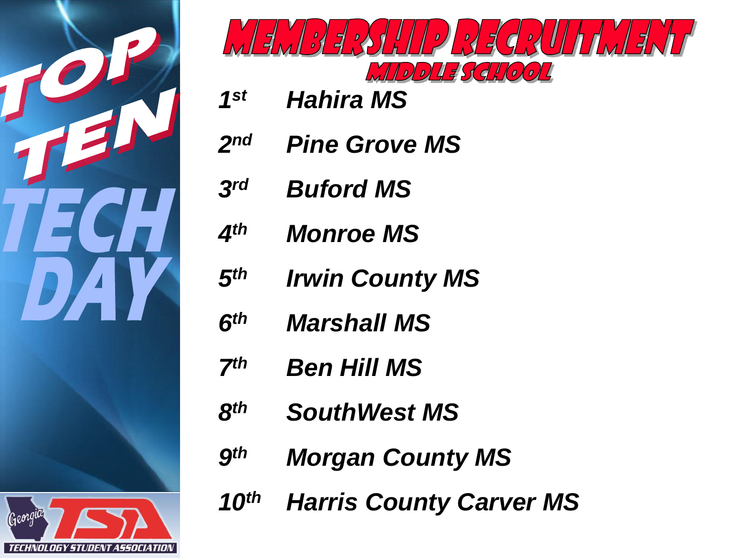# Membership Recruitment

## Middle School

*Top Ten Tech Day*

1st **Hahira MS**

2nd **Pine Grove MS**

3rd **Buford MS**

4th **Monroe MS**

5th **Irwin County MS**

6th **Marshall MS**

7th **Ben Hill MS**

8th **SouthWest MS**

9th **Morgan County MS**

10th **Harris County Carver MS**

Georgia TSA
TECHNOLOGY STUDENT ASSOCIATION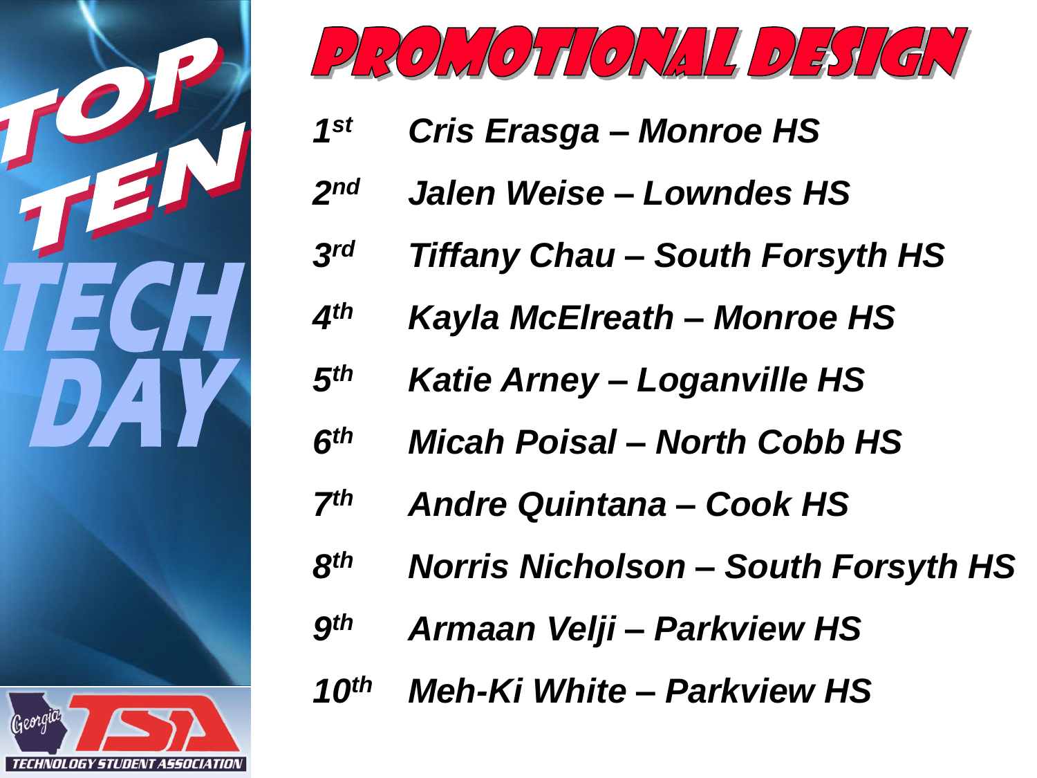# PROMOTIONAL DESIGN

*1st* *Cris Erasga – Monroe HS*

*2nd* *Jalen Weise – Lowndes HS*

*3rd* *Tiffany Chau – South Forsyth HS*

*4th* *Kayla McElreath – Monroe HS*

*5th* *Katie Arney – Loganville HS*

*6th* *Micah Poisal – North Cobb HS*

*7th* *Andre Quintana – Cook HS*

*8th* *Norris Nicholson – South Forsyth HS*

*9th* *Armaan Velji – Parkview HS*

*10th* *Meh-Ki White – Parkview HS*

TOP TEN TECH DAY

Georgia TSA TECHNOLOGY STUDENT ASSOCIATION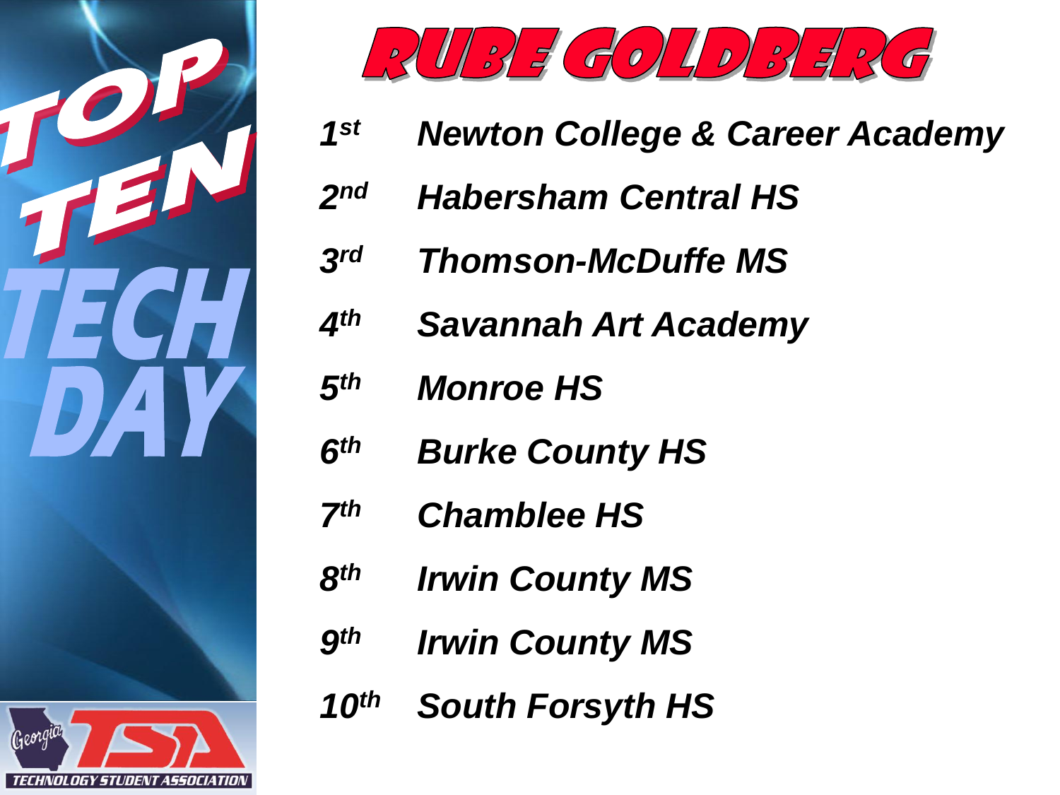# RUBE GOLDBERG

- 1st Newton College & Career Academy
- 2nd Habersham Central HS
- 3rd Thomson-McDuffe MS
- 4th Savannah Art Academy
- 5th Monroe HS
- 6th Burke County HS
- 7th Chamblee HS
- 8th Irwin County MS
- 9th Irwin County MS
- 10th South Forsyth HS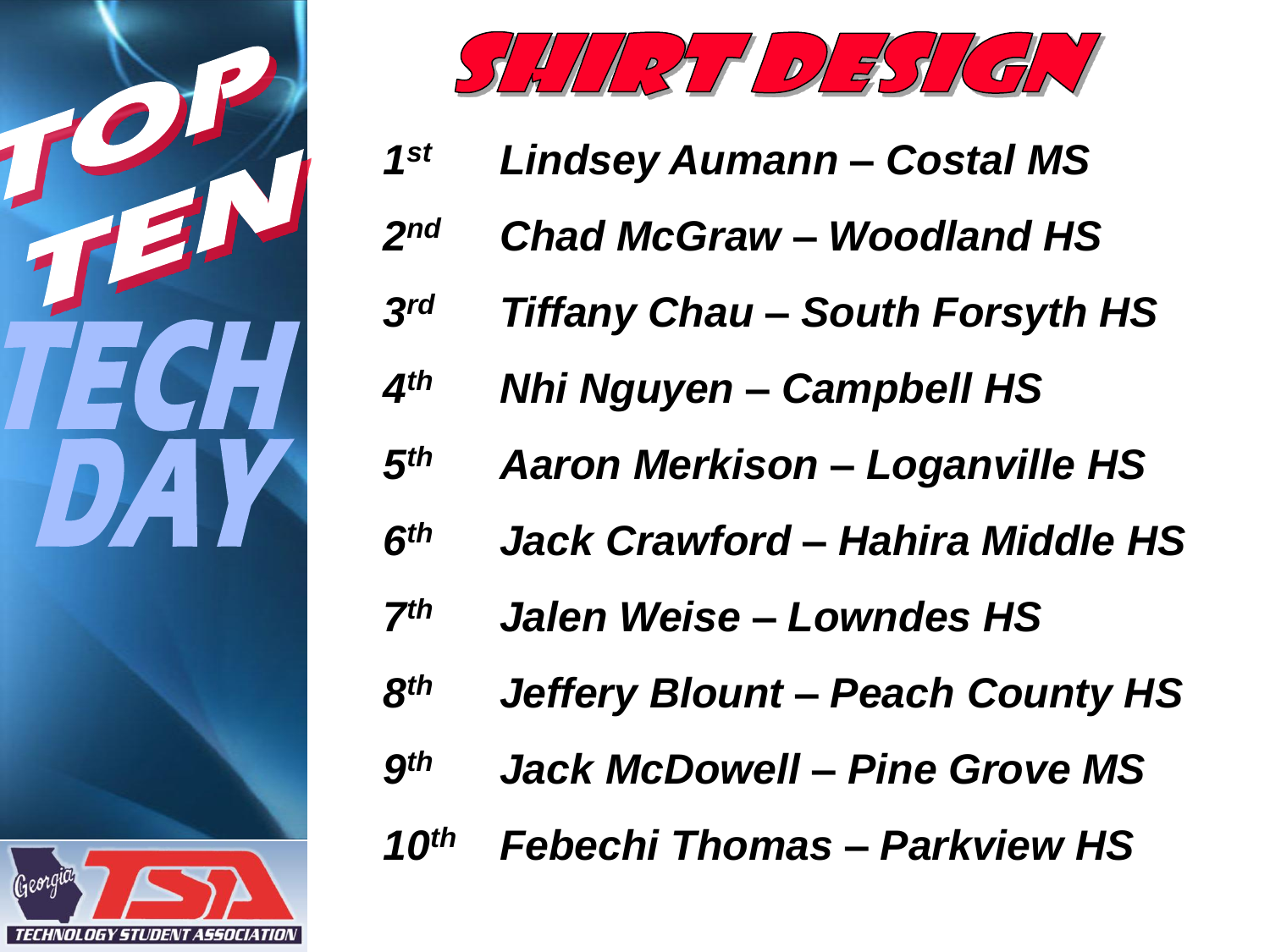# TOP TEN TECH DAY

## SHIRT DESIGN

*1st* **Lindsey Aumann – Costal MS**

*2nd* **Chad McGraw – Woodland HS**

*3rd* **Tiffany Chau – South Forsyth HS**

*4th* **Nhi Nguyen – Campbell HS**

*5th* **Aaron Merkison – Loganville HS**

*6th* **Jack Crawford – Hahira Middle HS**

*7th* **Jalen Weise – Lowndes HS**

*8th* **Jeffery Blount – Peach County HS**

*9th* **Jack McDowell – Pine Grove MS**

*10th* **Febechi Thomas – Parkview HS**

Georgia TSA
TECHNOLOGY STUDENT ASSOCIATION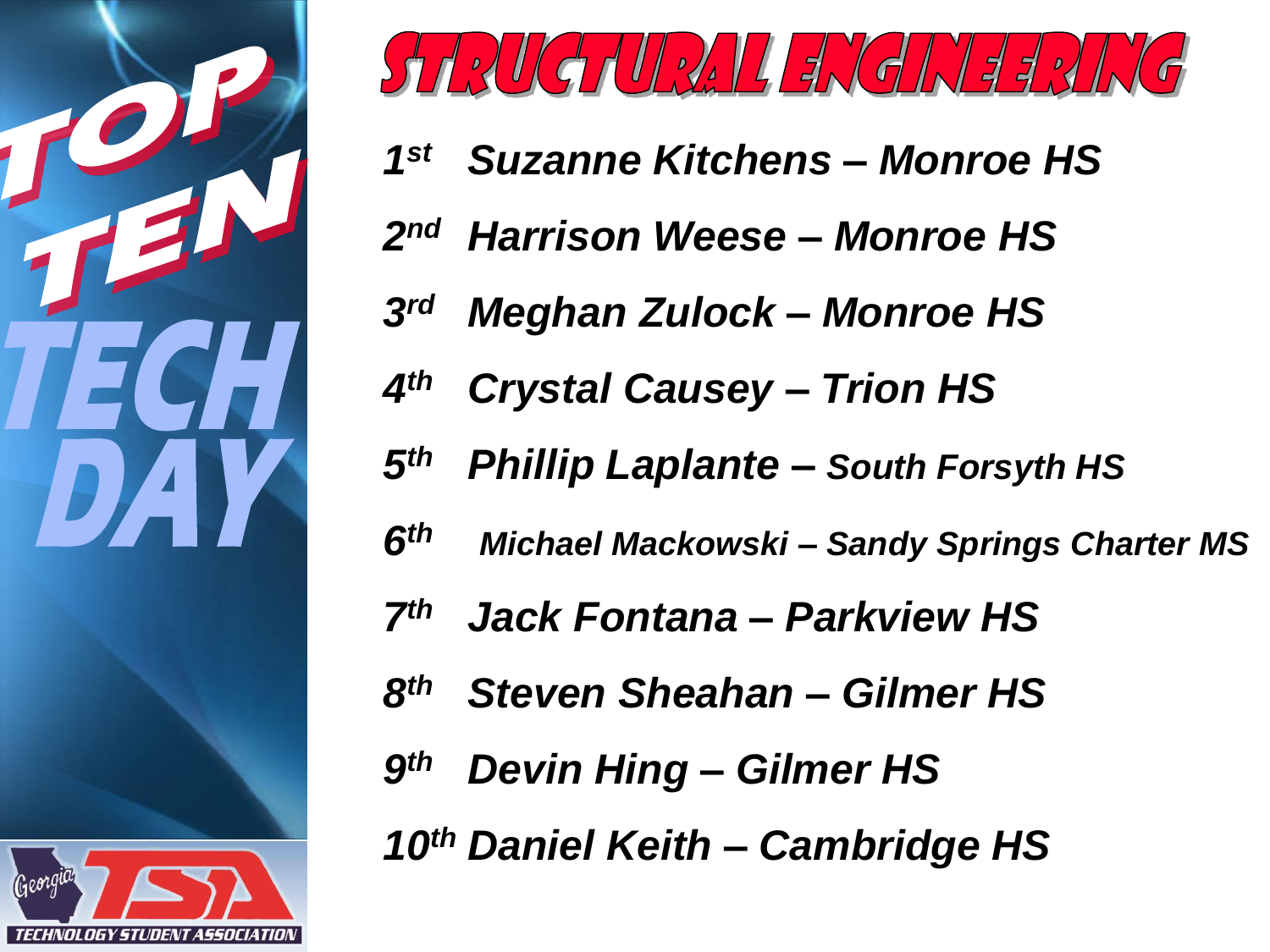# STRUCTURAL ENGINEERING

1st Suzanne Kitchens – Monroe HS

2nd Harrison Weese – Monroe HS

3rd Meghan Zulock – Monroe HS

4th Crystal Causey – Trion HS

5th Phillip Laplante – South Forsyth HS

6th Michael Mackowski – Sandy Springs Charter MS

7th Jack Fontana – Parkview HS

8th Steven Sheahan – Gilmer HS

9th Devin Hing – Gilmer HS

10th Daniel Keith – Cambridge HS

TOP TEN TECH DAY

Georgia TSA TECHNOLOGY STUDENT ASSOCIATION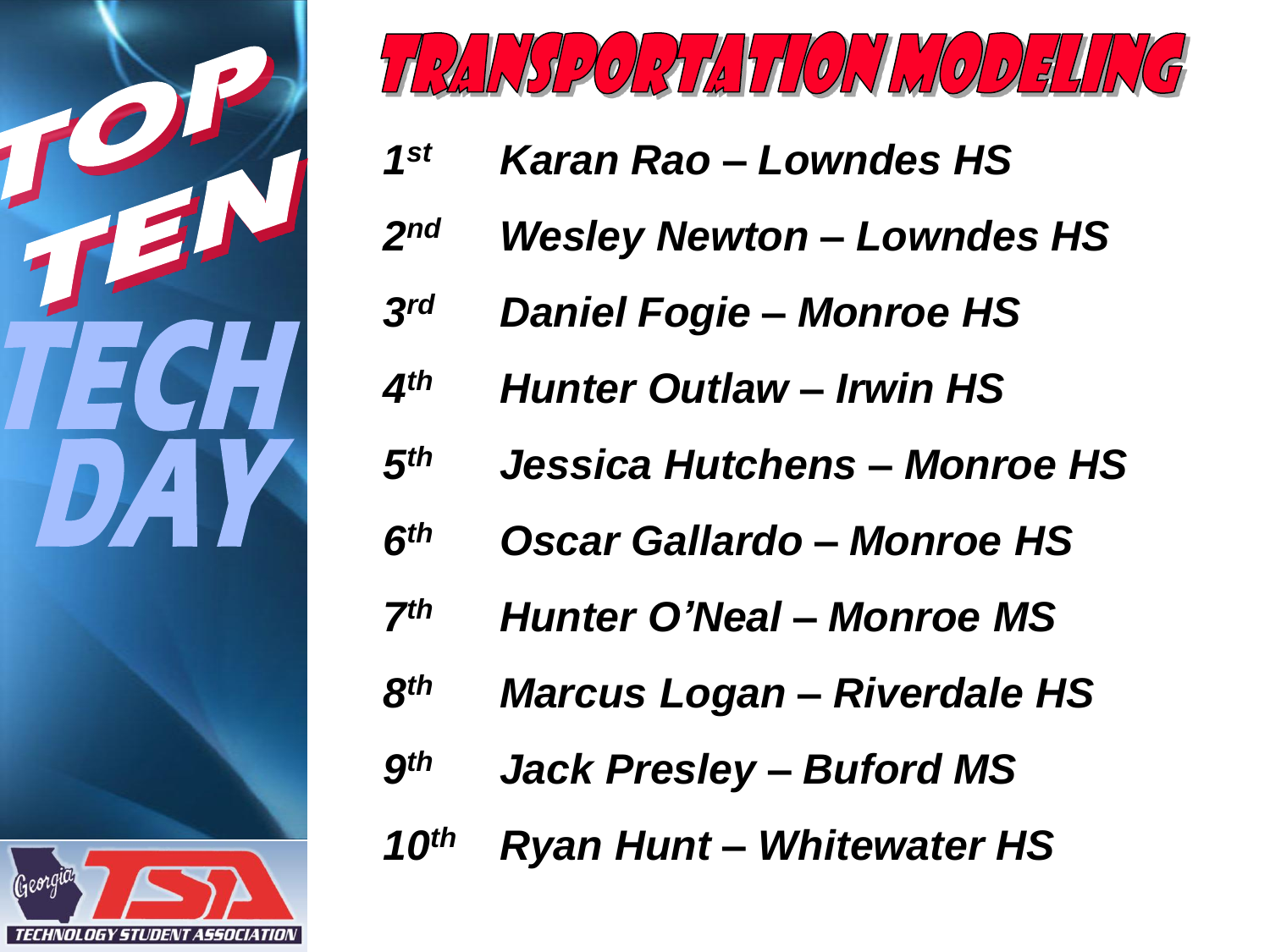# TRANSPORTATION MODELING

TOP TEN TECH DAY

1st Karan Rao – Lowndes HS

2nd Wesley Newton – Lowndes HS

3rd Daniel Fogie – Monroe HS

4th Hunter Outlaw – Irwin HS

5th Jessica Hutchens – Monroe HS

6th Oscar Gallardo – Monroe HS

7th Hunter O'Neal – Monroe MS

8th Marcus Logan – Riverdale HS

9th Jack Presley – Buford MS

10th Ryan Hunt – Whitewater HS

Georgia TSA TECHNOLOGY STUDENT ASSOCIATION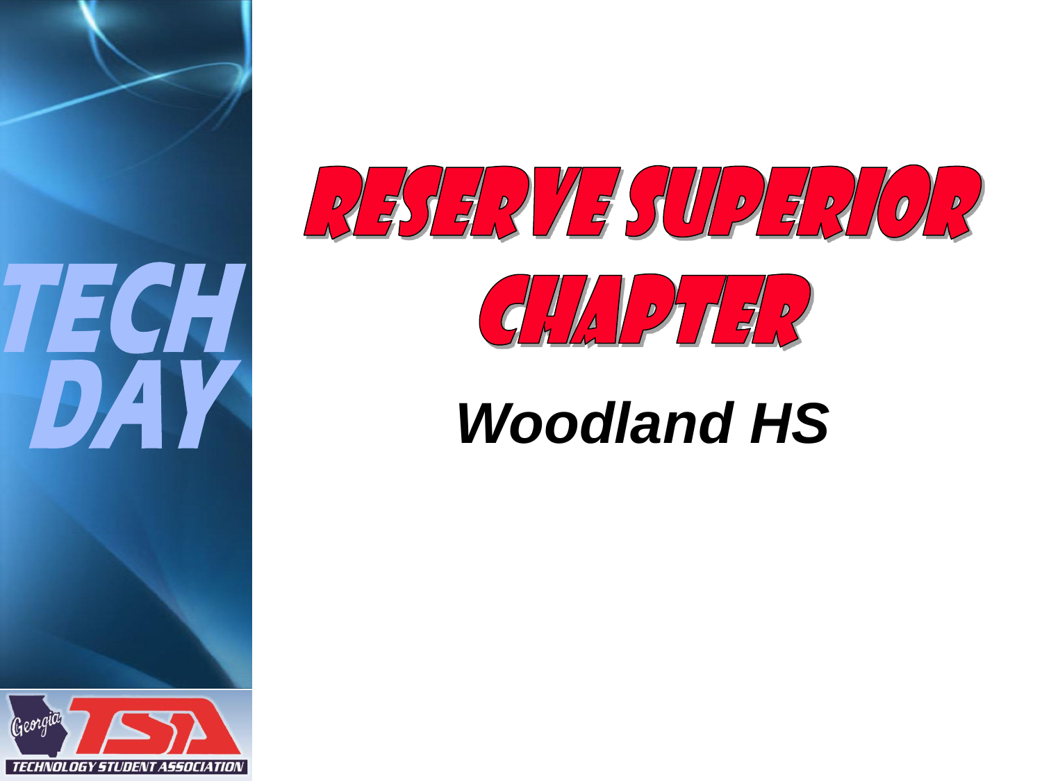# RESERVE SUPERIOR CHAPTER

***Woodland HS***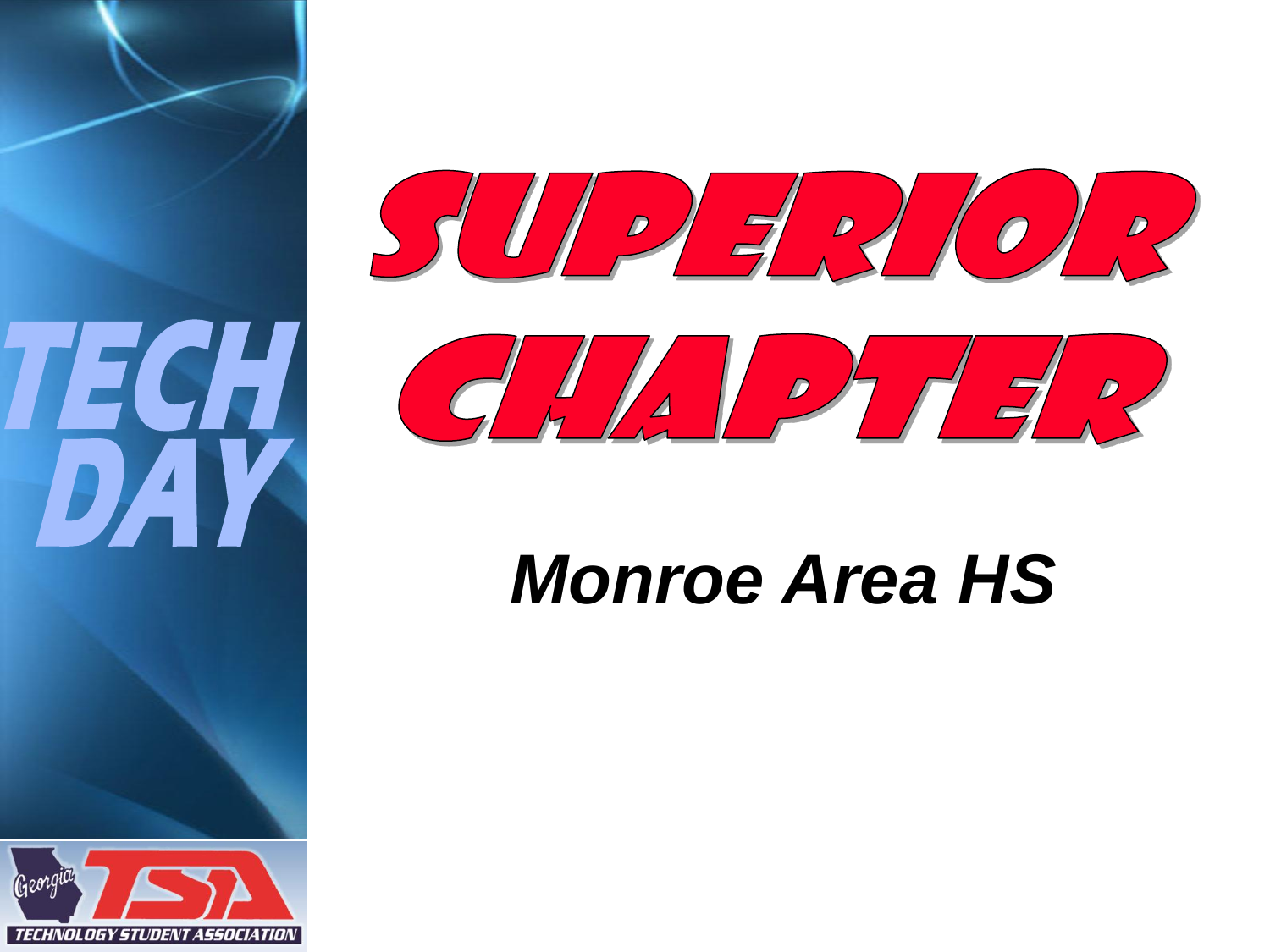TECH DAY

# SUPERIOR CHAPTER

***Monroe Area HS***

Georgia TSA TECHNOLOGY STUDENT ASSOCIATION